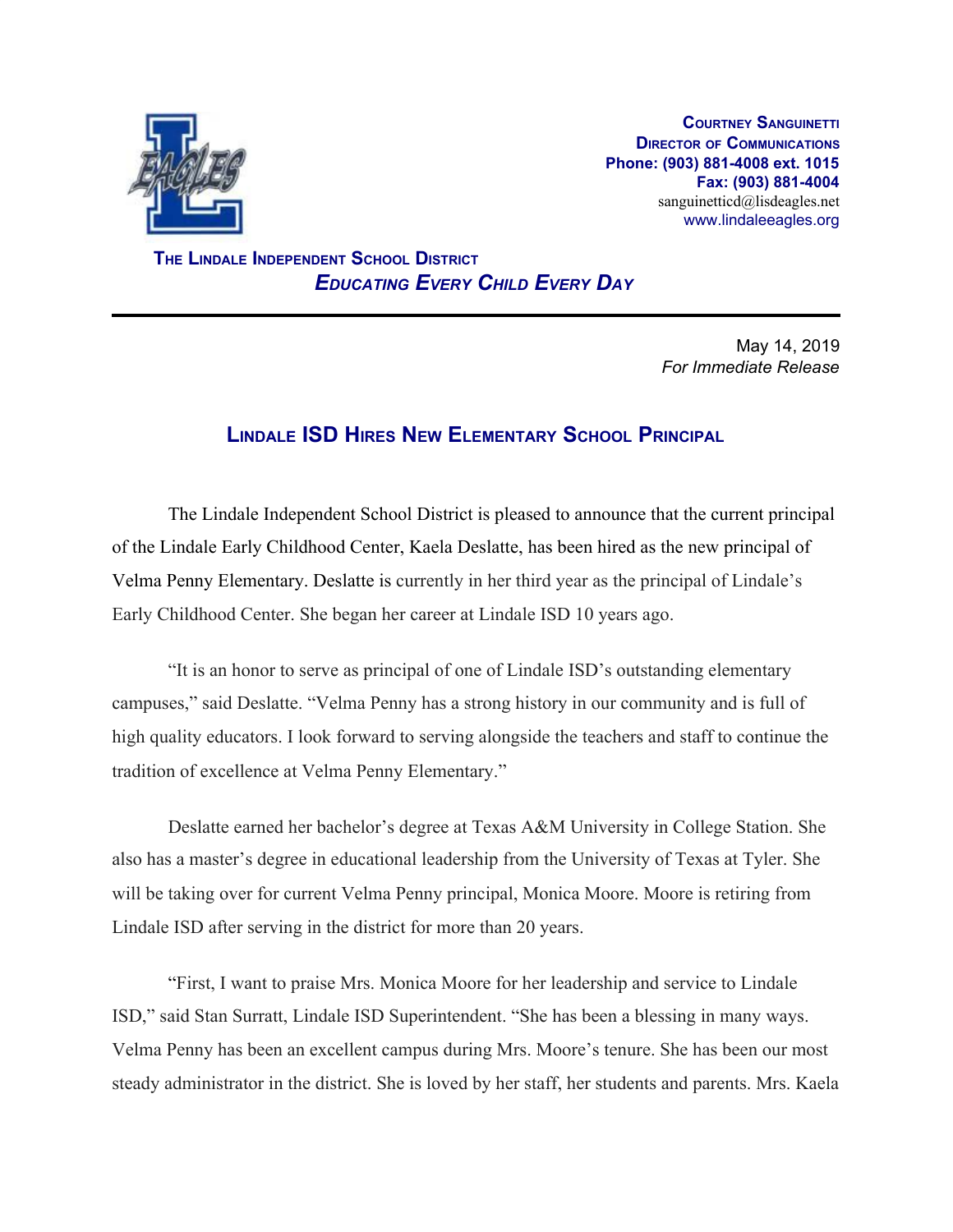**Courtney Sanguinetti**
**Director of Communications**
**Phone: (903) 881-4008 ext. 1015**
**Fax: (903) 881-4004**
sanguinetticd@lisdeagles.net
www.lindaleeagles.org

**The Lindale Independent School District**
***Educating Every Child Every Day***

---

May 14, 2019
*For Immediate Release*

## Lindale ISD Hires New Elementary School Principal

The Lindale Independent School District is pleased to announce that the current principal of the Lindale Early Childhood Center, Kaela Deslatte, has been hired as the new principal of Velma Penny Elementary. Deslatte is currently in her third year as the principal of Lindale's Early Childhood Center. She began her career at Lindale ISD 10 years ago.

"It is an honor to serve as principal of one of Lindale ISD's outstanding elementary campuses," said Deslatte. "Velma Penny has a strong history in our community and is full of high quality educators. I look forward to serving alongside the teachers and staff to continue the tradition of excellence at Velma Penny Elementary."

Deslatte earned her bachelor's degree at Texas A&M University in College Station. She also has a master's degree in educational leadership from the University of Texas at Tyler. She will be taking over for current Velma Penny principal, Monica Moore. Moore is retiring from Lindale ISD after serving in the district for more than 20 years.

"First, I want to praise Mrs. Monica Moore for her leadership and service to Lindale ISD," said Stan Surratt, Lindale ISD Superintendent. "She has been a blessing in many ways. Velma Penny has been an excellent campus during Mrs. Moore's tenure. She has been our most steady administrator in the district. She is loved by her staff, her students and parents. Mrs. Kaela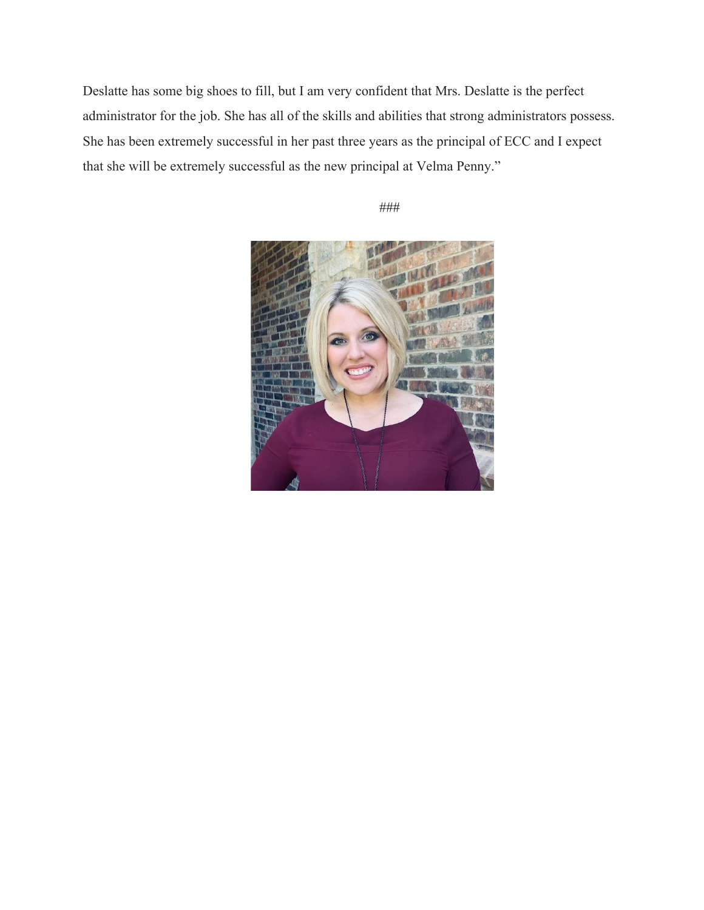Deslatte has some big shoes to fill, but I am very confident that Mrs. Deslatte is the perfect administrator for the job. She has all of the skills and abilities that strong administrators possess. She has been extremely successful in her past three years as the principal of ECC and I expect that she will be extremely successful as the new principal at Velma Penny."

###